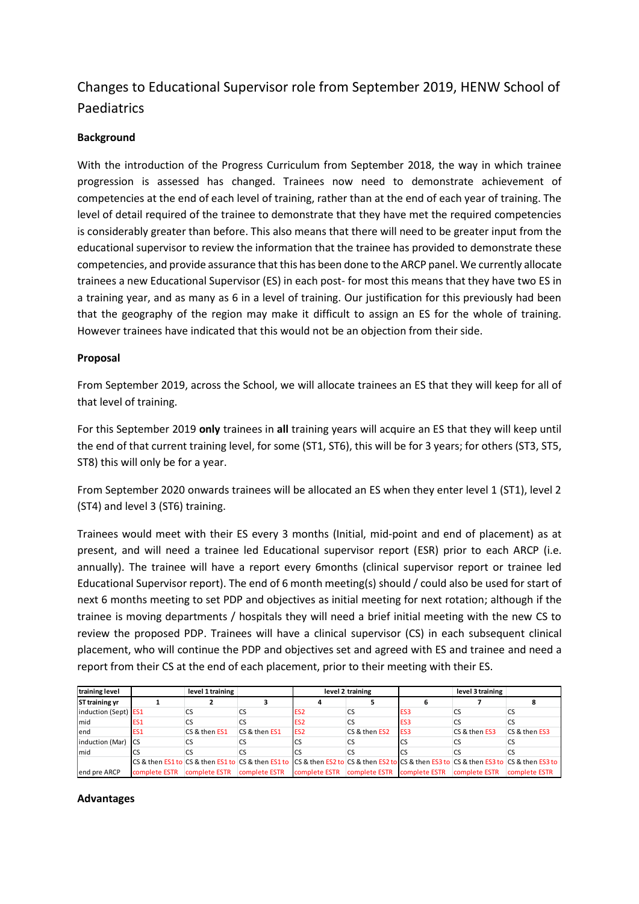# Changes to Educational Supervisor role from September 2019, HENW School of Paediatrics

**Background**

With the introduction of the Progress Curriculum from September 2018, the way in which trainee progression is assessed has changed. Trainees now need to demonstrate achievement of competencies at the end of each level of training, rather than at the end of each year of training. The level of detail required of the trainee to demonstrate that they have met the required competencies is considerably greater than before. This also means that there will need to be greater input from the educational supervisor to review the information that the trainee has provided to demonstrate these competencies, and provide assurance that this has been done to the ARCP panel. We currently allocate trainees a new Educational Supervisor (ES) in each post- for most this means that they have two ES in a training year, and as many as 6 in a level of training. Our justification for this previously had been that the geography of the region may make it difficult to assign an ES for the whole of training. However trainees have indicated that this would not be an objection from their side.

**Proposal**

From September 2019, across the School, we will allocate trainees an ES that they will keep for all of that level of training.

For this September 2019 **only** trainees in **all** training years will acquire an ES that they will keep until the end of that current training level, for some (ST1, ST6), this will be for 3 years; for others (ST3, ST5, ST8) this will only be for a year.

From September 2020 onwards trainees will be allocated an ES when they enter level 1 (ST1), level 2 (ST4) and level 3 (ST6) training.

Trainees would meet with their ES every 3 months (Initial, mid-point and end of placement) as at present, and will need a trainee led Educational supervisor report (ESR) prior to each ARCP (i.e. annually). The trainee will have a report every 6months (clinical supervisor report or trainee led Educational Supervisor report). The end of 6 month meeting(s) should / could also be used for start of next 6 months meeting to set PDP and objectives as initial meeting for next rotation; although if the trainee is moving departments / hospitals they will need a brief initial meeting with the new CS to review the proposed PDP. Trainees will have a clinical supervisor (CS) in each subsequent clinical placement, who will continue the PDP and objectives set and agreed with ES and trainee and need a report from their CS at the end of each placement, prior to their meeting with their ES.

| training level | | level 1 training | | level 2 training | | | level 3 training | |
|---|---|---|---|---|---|---|---|---|
| ST training yr | 1 | 2 | 3 | 4 | 5 | 6 | 7 | 8 |
| induction (Sept) | ES1 | CS | CS | ES2 | CS | ES3 | CS | CS |
| mid | ES1 | CS | CS | ES2 | CS | ES3 | CS | CS |
| end | ES1 | CS & then ES1 | CS & then ES1 | ES2 | CS & then ES2 | ES3 | CS & then ES3 | CS & then ES3 |
| induction (Mar) | CS | CS | CS | CS | CS | CS | CS | CS |
| mid | CS | CS | CS | CS | CS | CS | CS | CS |
| end pre ARCP | CS & then ES1 to complete ESTR | CS & then ES1 to complete ESTR | CS & then ES1 to complete ESTR | CS & then ES2 to complete ESTR | CS & then ES2 to complete ESTR | CS & then ES3 to complete ESTR | CS & then ES3 to complete ESTR | CS & then ES3 to complete ESTR |

**Advantages**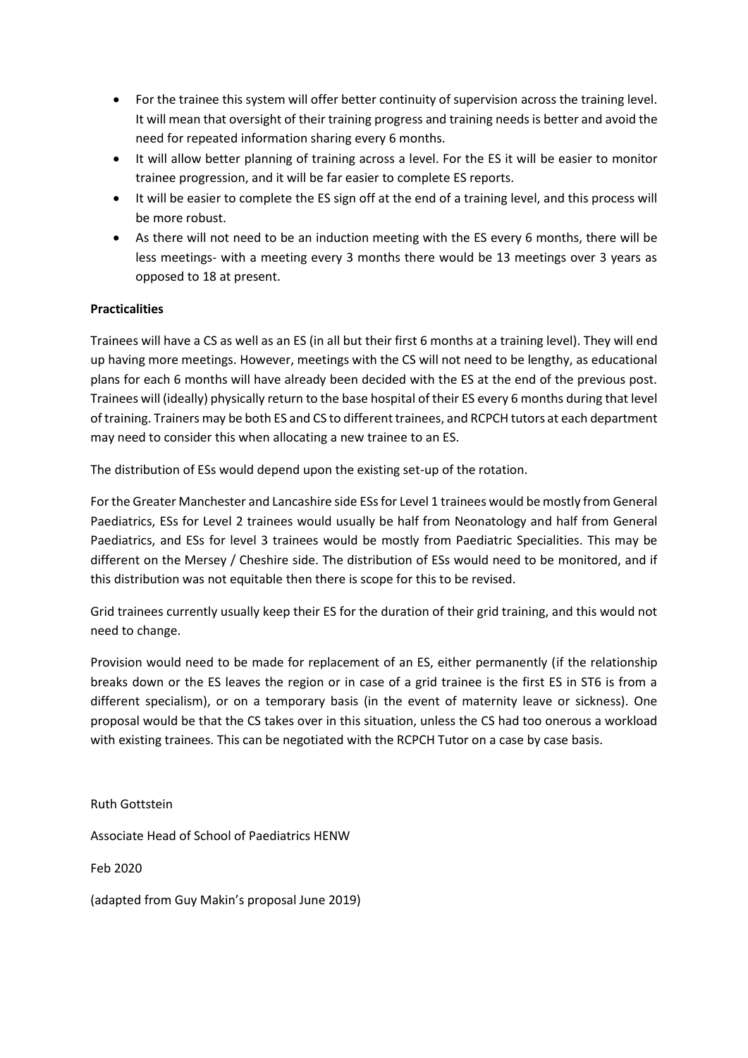- For the trainee this system will offer better continuity of supervision across the training level. It will mean that oversight of their training progress and training needs is better and avoid the need for repeated information sharing every 6 months.
- It will allow better planning of training across a level. For the ES it will be easier to monitor trainee progression, and it will be far easier to complete ES reports.
- It will be easier to complete the ES sign off at the end of a training level, and this process will be more robust.
- As there will not need to be an induction meeting with the ES every 6 months, there will be less meetings- with a meeting every 3 months there would be 13 meetings over 3 years as opposed to 18 at present.

**Practicalities**

Trainees will have a CS as well as an ES (in all but their first 6 months at a training level). They will end up having more meetings. However, meetings with the CS will not need to be lengthy, as educational plans for each 6 months will have already been decided with the ES at the end of the previous post. Trainees will (ideally) physically return to the base hospital of their ES every 6 months during that level of training. Trainers may be both ES and CS to different trainees, and RCPCH tutors at each department may need to consider this when allocating a new trainee to an ES.

The distribution of ESs would depend upon the existing set-up of the rotation.

For the Greater Manchester and Lancashire side ESs for Level 1 trainees would be mostly from General Paediatrics, ESs for Level 2 trainees would usually be half from Neonatology and half from General Paediatrics, and ESs for level 3 trainees would be mostly from Paediatric Specialities. This may be different on the Mersey / Cheshire side. The distribution of ESs would need to be monitored, and if this distribution was not equitable then there is scope for this to be revised.

Grid trainees currently usually keep their ES for the duration of their grid training, and this would not need to change.

Provision would need to be made for replacement of an ES, either permanently (if the relationship breaks down or the ES leaves the region or in case of a grid trainee is the first ES in ST6 is from a different specialism), or on a temporary basis (in the event of maternity leave or sickness). One proposal would be that the CS takes over in this situation, unless the CS had too onerous a workload with existing trainees. This can be negotiated with the RCPCH Tutor on a case by case basis.

Ruth Gottstein

Associate Head of School of Paediatrics HENW

Feb 2020

(adapted from Guy Makin's proposal June 2019)